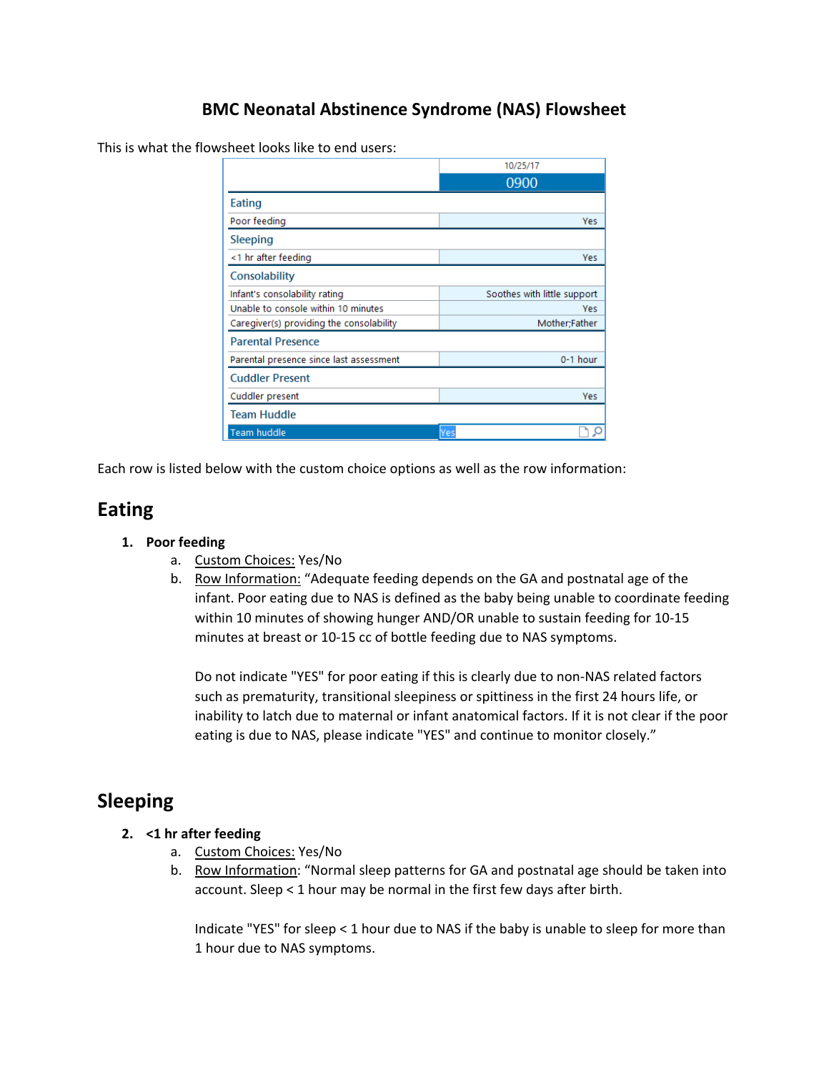# BMC Neonatal Abstinence Syndrome (NAS) Flowsheet

This is what the flowsheet looks like to end users:

| | 10/25/17 0900 |
|---|---|
| **Eating** | |
| Poor feeding | Yes |
| **Sleeping** | |
| <1 hr after feeding | Yes |
| **Consolability** | |
| Infant's consolability rating | Soothes with little support |
| Unable to console within 10 minutes | Yes |
| Caregiver(s) providing the consolability | Mother;Father |
| **Parental Presence** | |
| Parental presence since last assessment | 0-1 hour |
| **Cuddler Present** | |
| Cuddler present | Yes |
| **Team Huddle** | |
| Team huddle | Yes |

Each row is listed below with the custom choice options as well as the row information:

## Eating

1. **Poor feeding**
   a. Custom Choices: Yes/No
   b. Row Information: "Adequate feeding depends on the GA and postnatal age of the infant. Poor eating due to NAS is defined as the baby being unable to coordinate feeding within 10 minutes of showing hunger AND/OR unable to sustain feeding for 10-15 minutes at breast or 10-15 cc of bottle feeding due to NAS symptoms.

      Do not indicate "YES" for poor eating if this is clearly due to non-NAS related factors such as prematurity, transitional sleepiness or spittiness in the first 24 hours life, or inability to latch due to maternal or infant anatomical factors. If it is not clear if the poor eating is due to NAS, please indicate "YES" and continue to monitor closely."

## Sleeping

2. **<1 hr after feeding**
   a. Custom Choices: Yes/No
   b. Row Information: "Normal sleep patterns for GA and postnatal age should be taken into account. Sleep < 1 hour may be normal in the first few days after birth.

      Indicate "YES" for sleep < 1 hour due to NAS if the baby is unable to sleep for more than 1 hour due to NAS symptoms.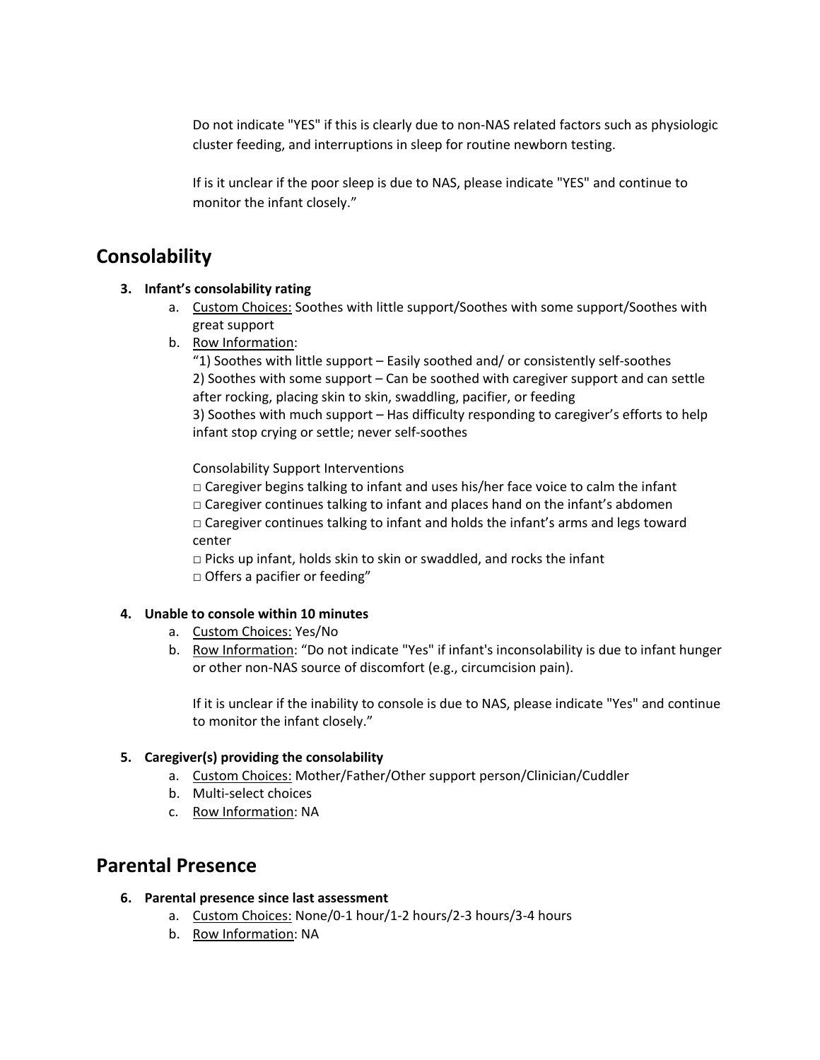Do not indicate "YES" if this is clearly due to non-NAS related factors such as physiologic cluster feeding, and interruptions in sleep for routine newborn testing.

If is it unclear if the poor sleep is due to NAS, please indicate "YES" and continue to monitor the infant closely."

## Consolability

3. **Infant's consolability rating**
   a. <u>Custom Choices:</u> Soothes with little support/Soothes with some support/Soothes with great support
   b. <u>Row Information</u>:
      "1) Soothes with little support – Easily soothed and/ or consistently self-soothes
      2) Soothes with some support – Can be soothed with caregiver support and can settle after rocking, placing skin to skin, swaddling, pacifier, or feeding
      3) Soothes with much support – Has difficulty responding to caregiver's efforts to help infant stop crying or settle; never self-soothes

      Consolability Support Interventions
      □ Caregiver begins talking to infant and uses his/her face voice to calm the infant
      □ Caregiver continues talking to infant and places hand on the infant's abdomen
      □ Caregiver continues talking to infant and holds the infant's arms and legs toward center
      □ Picks up infant, holds skin to skin or swaddled, and rocks the infant
      □ Offers a pacifier or feeding"

4. **Unable to console within 10 minutes**
   a. <u>Custom Choices:</u> Yes/No
   b. <u>Row Information</u>: "Do not indicate "Yes" if infant's inconsolability is due to infant hunger or other non-NAS source of discomfort (e.g., circumcision pain).

      If it is unclear if the inability to console is due to NAS, please indicate "Yes" and continue to monitor the infant closely."

5. **Caregiver(s) providing the consolability**
   a. <u>Custom Choices:</u> Mother/Father/Other support person/Clinician/Cuddler
   b. Multi-select choices
   c. <u>Row Information</u>: NA

## Parental Presence

6. **Parental presence since last assessment**
   a. <u>Custom Choices:</u> None/0-1 hour/1-2 hours/2-3 hours/3-4 hours
   b. <u>Row Information</u>: NA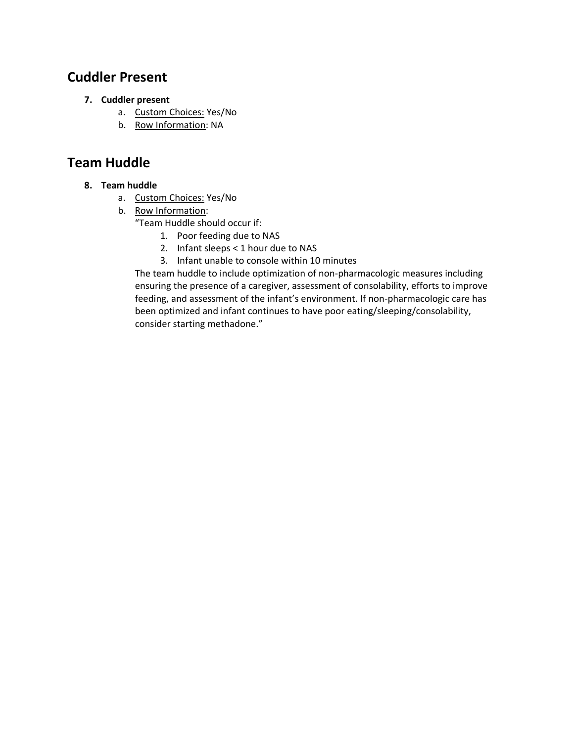## Cuddler Present

7. **Cuddler present**
   a. <u>Custom Choices:</u> Yes/No
   b. <u>Row Information</u>: NA

## Team Huddle

8. **Team huddle**
   a. <u>Custom Choices:</u> Yes/No
   b. <u>Row Information</u>:
      "Team Huddle should occur if:
      1. Poor feeding due to NAS
      2. Infant sleeps < 1 hour due to NAS
      3. Infant unable to console within 10 minutes

      The team huddle to include optimization of non-pharmacologic measures including ensuring the presence of a caregiver, assessment of consolability, efforts to improve feeding, and assessment of the infant's environment. If non-pharmacologic care has been optimized and infant continues to have poor eating/sleeping/consolability, consider starting methadone."